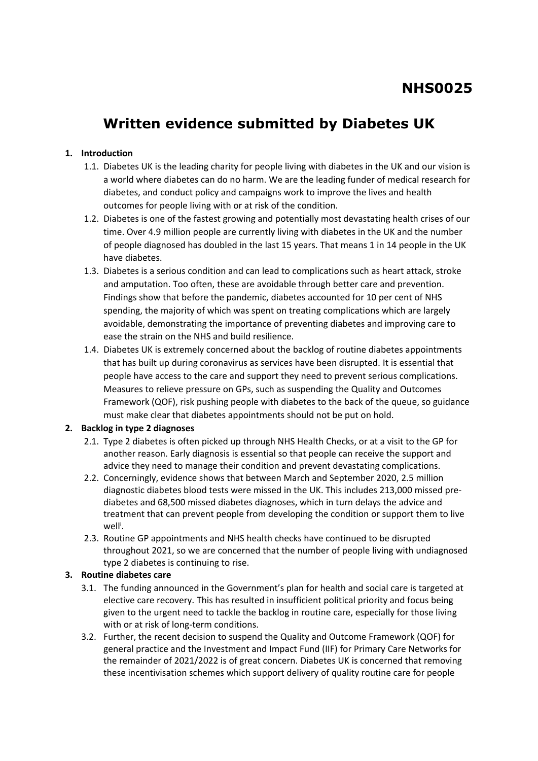**NHS0025**

# Written evidence submitted by Diabetes UK

1. **Introduction**
    1.1. Diabetes UK is the leading charity for people living with diabetes in the UK and our vision is a world where diabetes can do no harm. We are the leading funder of medical research for diabetes, and conduct policy and campaigns work to improve the lives and health outcomes for people living with or at risk of the condition.

    1.2. Diabetes is one of the fastest growing and potentially most devastating health crises of our time. Over 4.9 million people are currently living with diabetes in the UK and the number of people diagnosed has doubled in the last 15 years. That means 1 in 14 people in the UK have diabetes.

    1.3. Diabetes is a serious condition and can lead to complications such as heart attack, stroke and amputation. Too often, these are avoidable through better care and prevention. Findings show that before the pandemic, diabetes accounted for 10 per cent of NHS spending, the majority of which was spent on treating complications which are largely avoidable, demonstrating the importance of preventing diabetes and improving care to ease the strain on the NHS and build resilience.

    1.4. Diabetes UK is extremely concerned about the backlog of routine diabetes appointments that has built up during coronavirus as services have been disrupted. It is essential that people have access to the care and support they need to prevent serious complications. Measures to relieve pressure on GPs, such as suspending the Quality and Outcomes Framework (QOF), risk pushing people with diabetes to the back of the queue, so guidance must make clear that diabetes appointments should not be put on hold.

2. **Backlog in type 2 diagnoses**
    2.1. Type 2 diabetes is often picked up through NHS Health Checks, or at a visit to the GP for another reason. Early diagnosis is essential so that people can receive the support and advice they need to manage their condition and prevent devastating complications.

    2.2. Concerningly, evidence shows that between March and September 2020, 2.5 million diagnostic diabetes blood tests were missed in the UK. This includes 213,000 missed pre-diabetes and 68,500 missed diabetes diagnoses, which in turn delays the advice and treatment that can prevent people from developing the condition or support them to live well[i].

    2.3. Routine GP appointments and NHS health checks have continued to be disrupted throughout 2021, so we are concerned that the number of people living with undiagnosed type 2 diabetes is continuing to rise.

3. **Routine diabetes care**
    3.1. The funding announced in the Government's plan for health and social care is targeted at elective care recovery. This has resulted in insufficient political priority and focus being given to the urgent need to tackle the backlog in routine care, especially for those living with or at risk of long-term conditions.

    3.2. Further, the recent decision to suspend the Quality and Outcome Framework (QOF) for general practice and the Investment and Impact Fund (IIF) for Primary Care Networks for the remainder of 2021/2022 is of great concern. Diabetes UK is concerned that removing these incentivisation schemes which support delivery of quality routine care for people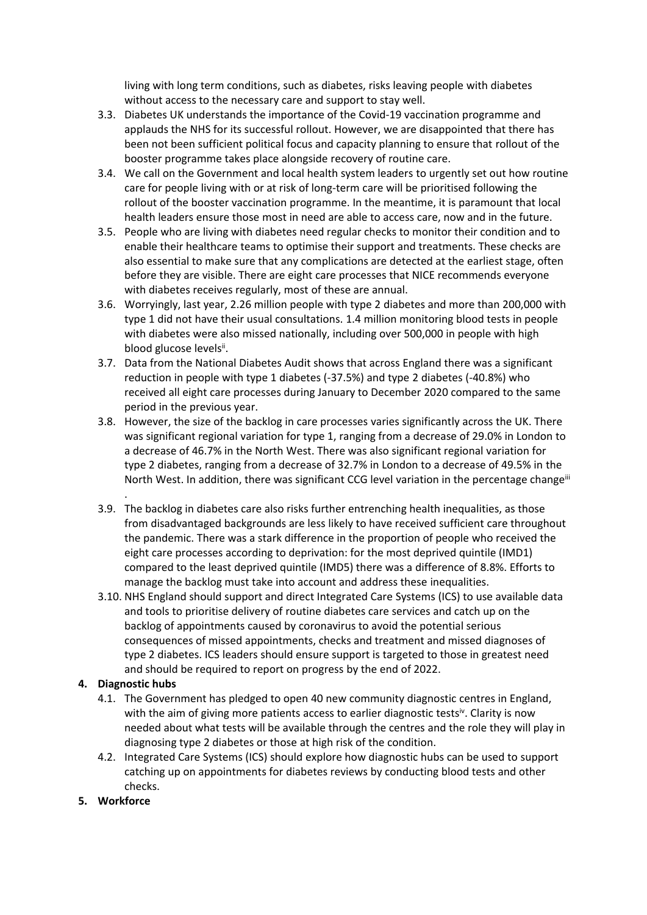living with long term conditions, such as diabetes, risks leaving people with diabetes without access to the necessary care and support to stay well.

3.3. Diabetes UK understands the importance of the Covid-19 vaccination programme and applauds the NHS for its successful rollout. However, we are disappointed that there has been not been sufficient political focus and capacity planning to ensure that rollout of the booster programme takes place alongside recovery of routine care.

3.4. We call on the Government and local health system leaders to urgently set out how routine care for people living with or at risk of long-term care will be prioritised following the rollout of the booster vaccination programme. In the meantime, it is paramount that local health leaders ensure those most in need are able to access care, now and in the future.

3.5. People who are living with diabetes need regular checks to monitor their condition and to enable their healthcare teams to optimise their support and treatments. These checks are also essential to make sure that any complications are detected at the earliest stage, often before they are visible. There are eight care processes that NICE recommends everyone with diabetes receives regularly, most of these are annual.

3.6. Worryingly, last year, 2.26 million people with type 2 diabetes and more than 200,000 with type 1 did not have their usual consultations. 1.4 million monitoring blood tests in people with diabetes were also missed nationally, including over 500,000 in people with high blood glucose levels[ii].

3.7. Data from the National Diabetes Audit shows that across England there was a significant reduction in people with type 1 diabetes (-37.5%) and type 2 diabetes (-40.8%) who received all eight care processes during January to December 2020 compared to the same period in the previous year.

3.8. However, the size of the backlog in care processes varies significantly across the UK. There was significant regional variation for type 1, ranging from a decrease of 29.0% in London to a decrease of 46.7% in the North West. There was also significant regional variation for type 2 diabetes, ranging from a decrease of 32.7% in London to a decrease of 49.5% in the North West. In addition, there was significant CCG level variation in the percentage change[iii].

3.9. The backlog in diabetes care also risks further entrenching health inequalities, as those from disadvantaged backgrounds are less likely to have received sufficient care throughout the pandemic. There was a stark difference in the proportion of people who received the eight care processes according to deprivation: for the most deprived quintile (IMD1) compared to the least deprived quintile (IMD5) there was a difference of 8.8%. Efforts to manage the backlog must take into account and address these inequalities.

3.10. NHS England should support and direct Integrated Care Systems (ICS) to use available data and tools to prioritise delivery of routine diabetes care services and catch up on the backlog of appointments caused by coronavirus to avoid the potential serious consequences of missed appointments, checks and treatment and missed diagnoses of type 2 diabetes. ICS leaders should ensure support is targeted to those in greatest need and should be required to report on progress by the end of 2022.

## 4. Diagnostic hubs

4.1. The Government has pledged to open 40 new community diagnostic centres in England, with the aim of giving more patients access to earlier diagnostic tests[iv]. Clarity is now needed about what tests will be available through the centres and the role they will play in diagnosing type 2 diabetes or those at high risk of the condition.

4.2. Integrated Care Systems (ICS) should explore how diagnostic hubs can be used to support catching up on appointments for diabetes reviews by conducting blood tests and other checks.

## 5. Workforce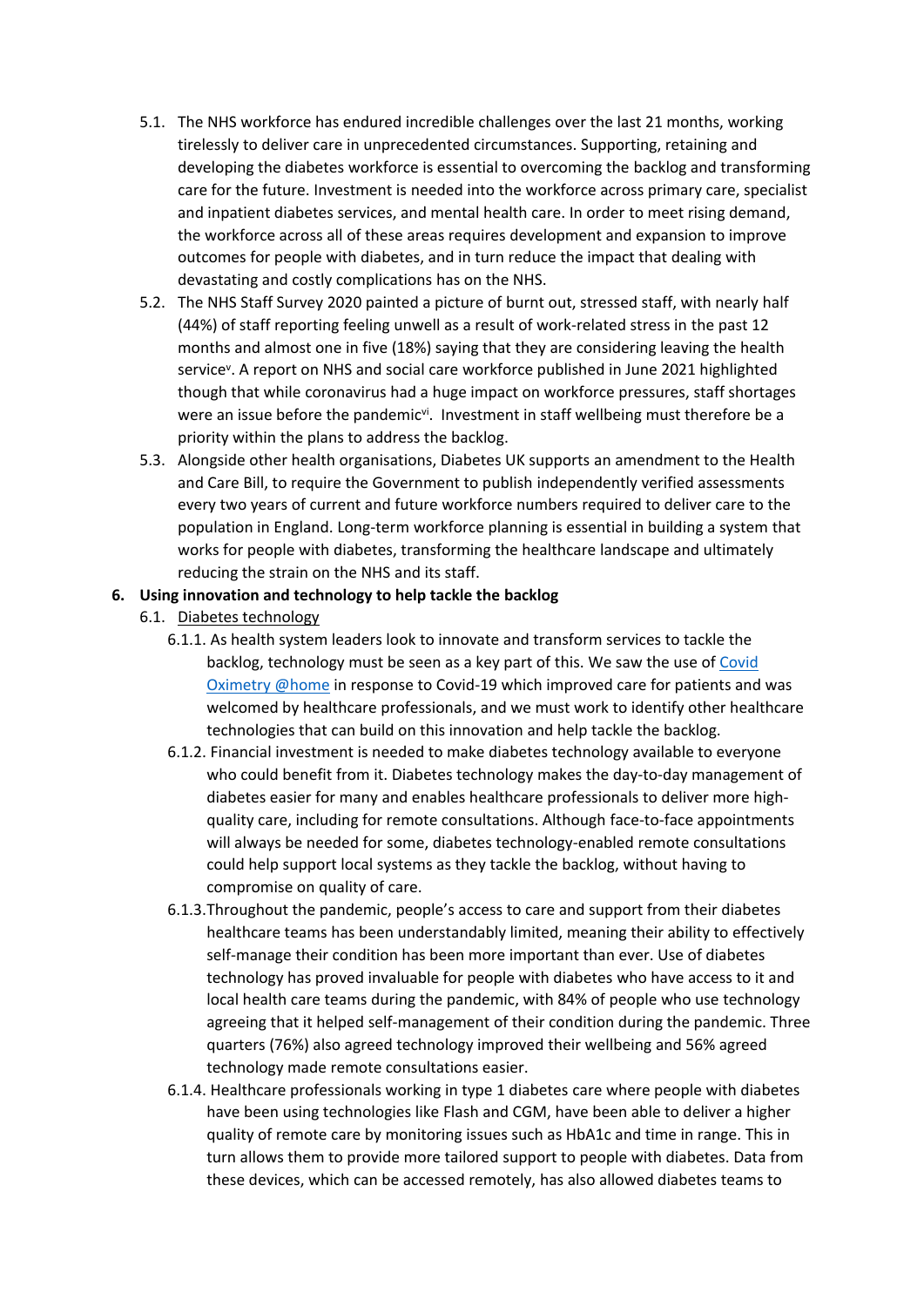5.1. The NHS workforce has endured incredible challenges over the last 21 months, working tirelessly to deliver care in unprecedented circumstances. Supporting, retaining and developing the diabetes workforce is essential to overcoming the backlog and transforming care for the future. Investment is needed into the workforce across primary care, specialist and inpatient diabetes services, and mental health care. In order to meet rising demand, the workforce across all of these areas requires development and expansion to improve outcomes for people with diabetes, and in turn reduce the impact that dealing with devastating and costly complications has on the NHS.

5.2. The NHS Staff Survey 2020 painted a picture of burnt out, stressed staff, with nearly half (44%) of staff reporting feeling unwell as a result of work-related stress in the past 12 months and almost one in five (18%) saying that they are considering leaving the health service[v]. A report on NHS and social care workforce published in June 2021 highlighted though that while coronavirus had a huge impact on workforce pressures, staff shortages were an issue before the pandemic[vi]. Investment in staff wellbeing must therefore be a priority within the plans to address the backlog.

5.3. Alongside other health organisations, Diabetes UK supports an amendment to the Health and Care Bill, to require the Government to publish independently verified assessments every two years of current and future workforce numbers required to deliver care to the population in England. Long-term workforce planning is essential in building a system that works for people with diabetes, transforming the healthcare landscape and ultimately reducing the strain on the NHS and its staff.

**6. Using innovation and technology to help tackle the backlog**

6.1. Diabetes technology

6.1.1. As health system leaders look to innovate and transform services to tackle the backlog, technology must be seen as a key part of this. We saw the use of Covid Oximetry @home in response to Covid-19 which improved care for patients and was welcomed by healthcare professionals, and we must work to identify other healthcare technologies that can build on this innovation and help tackle the backlog.

6.1.2. Financial investment is needed to make diabetes technology available to everyone who could benefit from it. Diabetes technology makes the day-to-day management of diabetes easier for many and enables healthcare professionals to deliver more high-quality care, including for remote consultations. Although face-to-face appointments will always be needed for some, diabetes technology-enabled remote consultations could help support local systems as they tackle the backlog, without having to compromise on quality of care.

6.1.3. Throughout the pandemic, people's access to care and support from their diabetes healthcare teams has been understandably limited, meaning their ability to effectively self-manage their condition has been more important than ever. Use of diabetes technology has proved invaluable for people with diabetes who have access to it and local health care teams during the pandemic, with 84% of people who use technology agreeing that it helped self-management of their condition during the pandemic. Three quarters (76%) also agreed technology improved their wellbeing and 56% agreed technology made remote consultations easier.

6.1.4. Healthcare professionals working in type 1 diabetes care where people with diabetes have been using technologies like Flash and CGM, have been able to deliver a higher quality of remote care by monitoring issues such as HbA1c and time in range. This in turn allows them to provide more tailored support to people with diabetes. Data from these devices, which can be accessed remotely, has also allowed diabetes teams to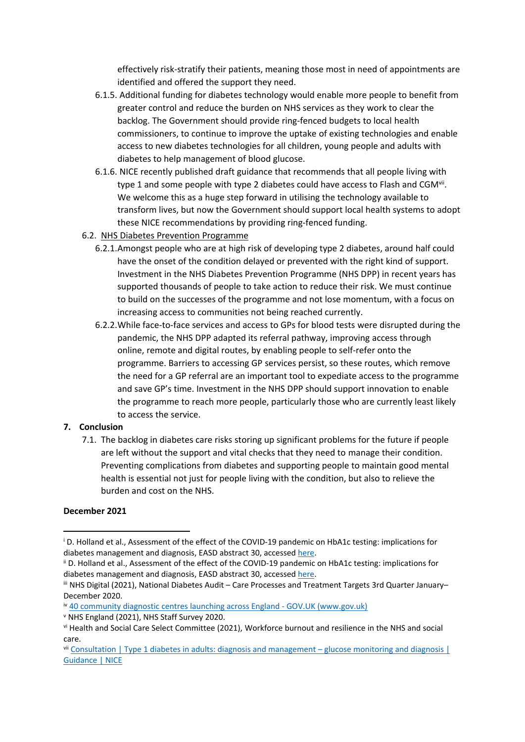effectively risk-stratify their patients, meaning those most in need of appointments are identified and offered the support they need.

6.1.5. Additional funding for diabetes technology would enable more people to benefit from greater control and reduce the burden on NHS services as they work to clear the backlog. The Government should provide ring-fenced budgets to local health commissioners, to continue to improve the uptake of existing technologies and enable access to new diabetes technologies for all children, young people and adults with diabetes to help management of blood glucose.

6.1.6. NICE recently published draft guidance that recommends that all people living with type 1 and some people with type 2 diabetes could have access to Flash and CGM[vii]. We welcome this as a huge step forward in utilising the technology available to transform lives, but now the Government should support local health systems to adopt these NICE recommendations by providing ring-fenced funding.

6.2. NHS Diabetes Prevention Programme

6.2.1. Amongst people who are at high risk of developing type 2 diabetes, around half could have the onset of the condition delayed or prevented with the right kind of support. Investment in the NHS Diabetes Prevention Programme (NHS DPP) in recent years has supported thousands of people to take action to reduce their risk. We must continue to build on the successes of the programme and not lose momentum, with a focus on increasing access to communities not being reached currently.

6.2.2. While face-to-face services and access to GPs for blood tests were disrupted during the pandemic, the NHS DPP adapted its referral pathway, improving access through online, remote and digital routes, by enabling people to self-refer onto the programme. Barriers to accessing GP services persist, so these routes, which remove the need for a GP referral are an important tool to expediate access to the programme and save GP's time. Investment in the NHS DPP should support innovation to enable the programme to reach more people, particularly those who are currently least likely to access the service.

## 7. Conclusion

7.1. The backlog in diabetes care risks storing up significant problems for the future if people are left without the support and vital checks that they need to manage their condition. Preventing complications from diabetes and supporting people to maintain good mental health is essential not just for people living with the condition, but also to relieve the burden and cost on the NHS.

**December 2021**

---

[i] D. Holland et al., Assessment of the effect of the COVID-19 pandemic on HbA1c testing: implications for diabetes management and diagnosis, EASD abstract 30, accessed here.

[ii] D. Holland et al., Assessment of the effect of the COVID-19 pandemic on HbA1c testing: implications for diabetes management and diagnosis, EASD abstract 30, accessed here.

[iii] NHS Digital (2021), National Diabetes Audit – Care Processes and Treatment Targets 3rd Quarter January–December 2020.

[iv] 40 community diagnostic centres launching across England - GOV.UK (www.gov.uk)

[v] NHS England (2021), NHS Staff Survey 2020.

[vi] Health and Social Care Select Committee (2021), Workforce burnout and resilience in the NHS and social care.

[vii] Consultation | Type 1 diabetes in adults: diagnosis and management – glucose monitoring and diagnosis | Guidance | NICE